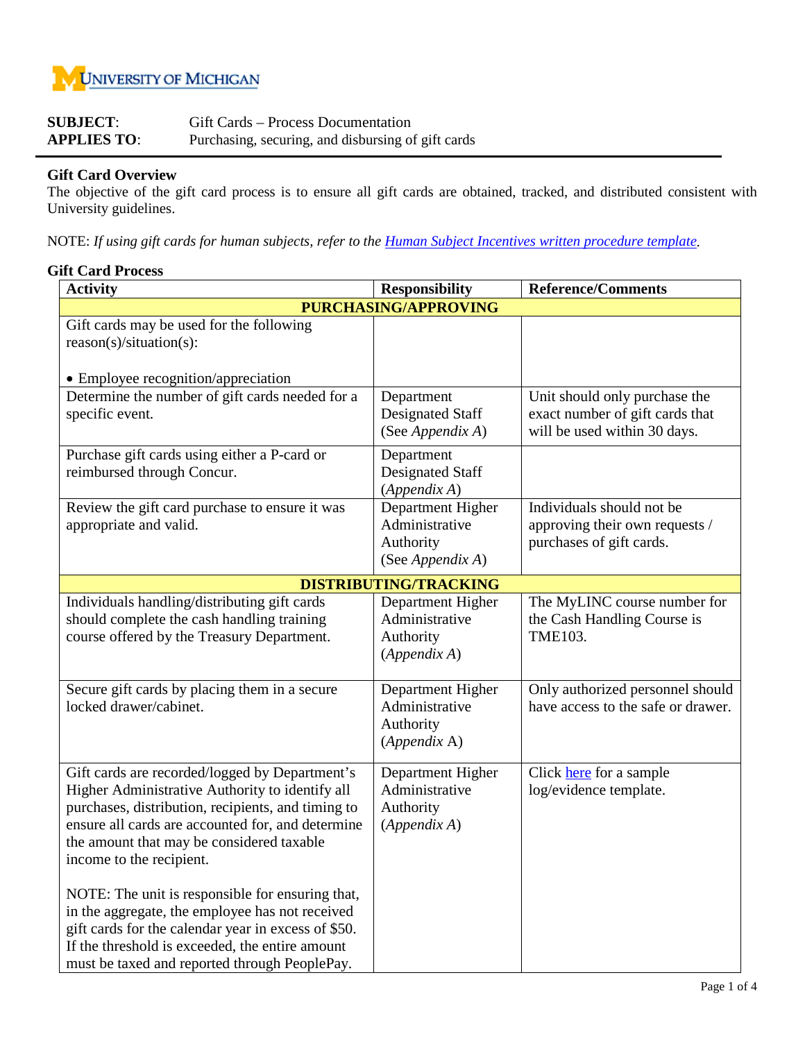UNIVERSITY OF MICHIGAN

**SUBJECT**: Gift Cards – Process Documentation
**APPLIES TO**: Purchasing, securing, and disbursing of gift cards

---

## Gift Card Overview

The objective of the gift card process is to ensure all gift cards are obtained, tracked, and distributed consistent with University guidelines.

NOTE: *If using gift cards for human subjects, refer to the [Human Subject Incentives written procedure template](#).*

## Gift Card Process

| Activity | Responsibility | Reference/Comments |
|---|---|---|
| **PURCHASING/APPROVING** | | |
| Gift cards may be used for the following reason(s)/situation(s):<br><br>• Employee recognition/appreciation | | |
| Determine the number of gift cards needed for a specific event. | Department Designated Staff (See *Appendix A*) | Unit should only purchase the exact number of gift cards that will be used within 30 days. |
| Purchase gift cards using either a P-card or reimbursed through Concur. | Department Designated Staff (*Appendix A*) | |
| Review the gift card purchase to ensure it was appropriate and valid. | Department Higher Administrative Authority (See *Appendix A*) | Individuals should not be approving their own requests / purchases of gift cards. |
| **DISTRIBUTING/TRACKING** | | |
| Individuals handling/distributing gift cards should complete the cash handling training course offered by the Treasury Department. | Department Higher Administrative Authority (*Appendix A*) | The MyLINC course number for the Cash Handling Course is TME103. |
| Secure gift cards by placing them in a secure locked drawer/cabinet. | Department Higher Administrative Authority (*Appendix* A) | Only authorized personnel should have access to the safe or drawer. |
| Gift cards are recorded/logged by Department's Higher Administrative Authority to identify all purchases, distribution, recipients, and timing to ensure all cards are accounted for, and determine the amount that may be considered taxable income to the recipient.<br><br>NOTE: The unit is responsible for ensuring that, in the aggregate, the employee has not received gift cards for the calendar year in excess of $50. If the threshold is exceeded, the entire amount must be taxed and reported through PeoplePay. | Department Higher Administrative Authority (*Appendix A*) | Click [here](#) for a sample log/evidence template. |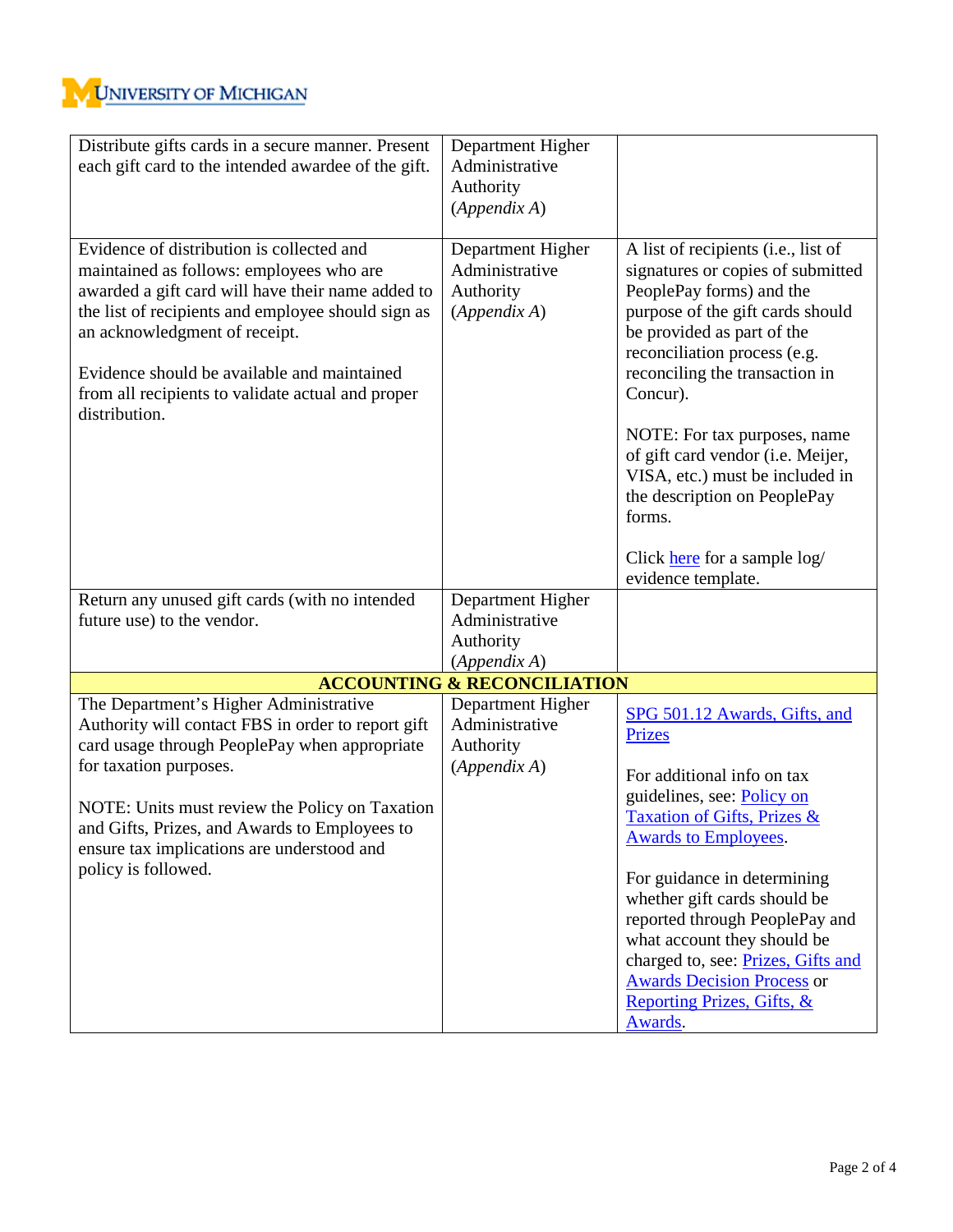| | | |
|---|---|---|
| Distribute gifts cards in a secure manner. Present each gift card to the intended awardee of the gift. | Department Higher Administrative Authority (*Appendix A*) | |
| Evidence of distribution is collected and maintained as follows: employees who are awarded a gift card will have their name added to the list of recipients and employee should sign as an acknowledgment of receipt.<br><br>Evidence should be available and maintained from all recipients to validate actual and proper distribution. | Department Higher Administrative Authority (*Appendix A*) | A list of recipients (i.e., list of signatures or copies of submitted PeoplePay forms) and the purpose of the gift cards should be provided as part of the reconciliation process (e.g. reconciling the transaction in Concur).<br><br>NOTE: For tax purposes, name of gift card vendor (i.e. Meijer, VISA, etc.) must be included in the description on PeoplePay forms.<br><br>Click here for a sample log/ evidence template. |
| Return any unused gift cards (with no intended future use) to the vendor. | Department Higher Administrative Authority (*Appendix A*) | |
| **ACCOUNTING & RECONCILIATION** | | |
| The Department's Higher Administrative Authority will contact FBS in order to report gift card usage through PeoplePay when appropriate for taxation purposes.<br><br>NOTE: Units must review the Policy on Taxation and Gifts, Prizes, and Awards to Employees to ensure tax implications are understood and policy is followed. | Department Higher Administrative Authority (*Appendix A*) | SPG 501.12 Awards, Gifts, and Prizes<br><br>For additional info on tax guidelines, see: Policy on Taxation of Gifts, Prizes & Awards to Employees.<br><br>For guidance in determining whether gift cards should be reported through PeoplePay and what account they should be charged to, see: Prizes, Gifts and Awards Decision Process or Reporting Prizes, Gifts, & Awards. |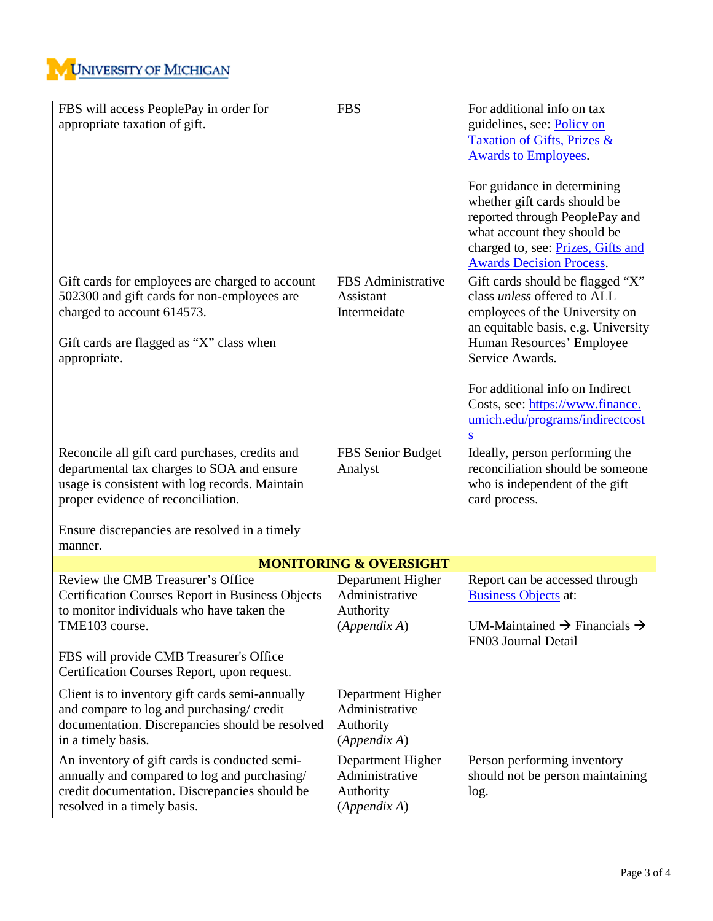| | | |
|---|---|---|
| FBS will access PeoplePay in order for appropriate taxation of gift. | FBS | For additional info on tax guidelines, see: Policy on Taxation of Gifts, Prizes & Awards to Employees.<br><br>For guidance in determining whether gift cards should be reported through PeoplePay and what account they should be charged to, see: Prizes, Gifts and Awards Decision Process. |
| Gift cards for employees are charged to account 502300 and gift cards for non-employees are charged to account 614573.<br><br>Gift cards are flagged as "X" class when appropriate. | FBS Administrative Assistant Intermeidate | Gift cards should be flagged "X" class *unless* offered to ALL employees of the University on an equitable basis, e.g. University Human Resources' Employee Service Awards.<br><br>For additional info on Indirect Costs, see: https://www.finance.umich.edu/programs/indirectcosts |
| Reconcile all gift card purchases, credits and departmental tax charges to SOA and ensure usage is consistent with log records. Maintain proper evidence of reconciliation.<br><br>Ensure discrepancies are resolved in a timely manner. | FBS Senior Budget Analyst | Ideally, person performing the reconciliation should be someone who is independent of the gift card process. |
| **MONITORING & OVERSIGHT** | | |
| Review the CMB Treasurer's Office Certification Courses Report in Business Objects to monitor individuals who have taken the TME103 course.<br><br>FBS will provide CMB Treasurer's Office Certification Courses Report, upon request. | Department Higher Administrative Authority (*Appendix A*) | Report can be accessed through Business Objects at:<br><br>UM-Maintained → Financials → FN03 Journal Detail |
| Client is to inventory gift cards semi-annually and compare to log and purchasing/ credit documentation. Discrepancies should be resolved in a timely basis. | Department Higher Administrative Authority (*Appendix A*) | |
| An inventory of gift cards is conducted semi-annually and compared to log and purchasing/ credit documentation. Discrepancies should be resolved in a timely basis. | Department Higher Administrative Authority (*Appendix A*) | Person performing inventory should not be person maintaining log. |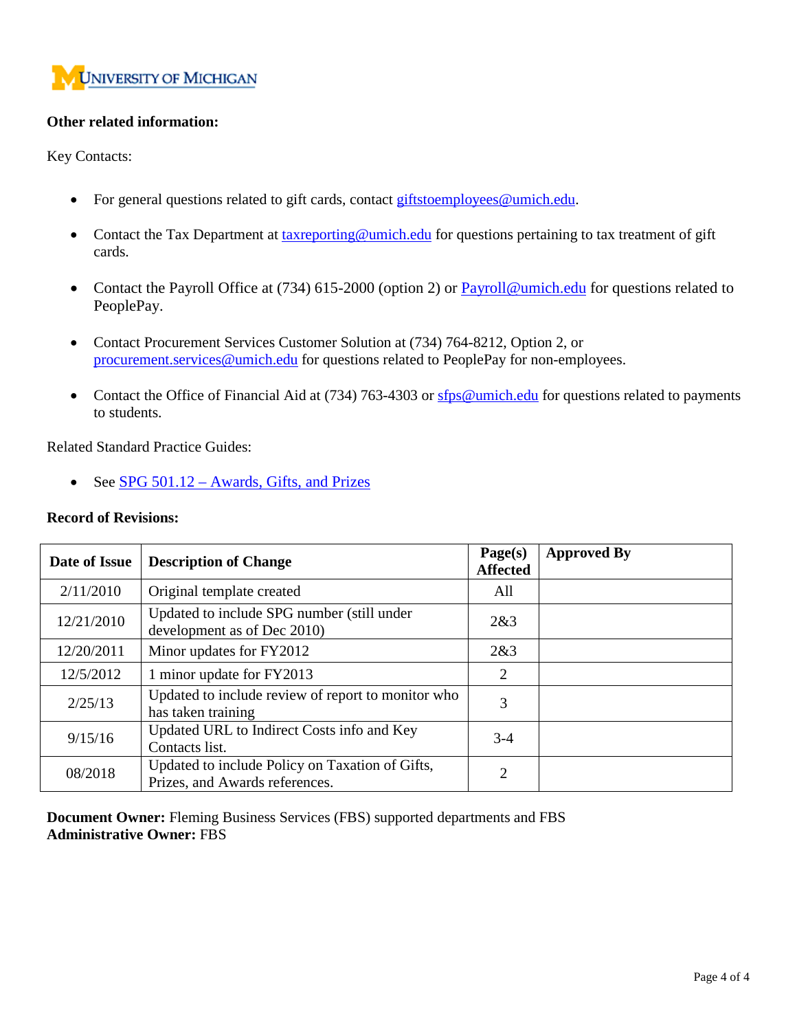**Other related information:**

Key Contacts:

- For general questions related to gift cards, contact giftstoemployees@umich.edu.
- Contact the Tax Department at taxreporting@umich.edu for questions pertaining to tax treatment of gift cards.
- Contact the Payroll Office at (734) 615-2000 (option 2) or Payroll@umich.edu for questions related to PeoplePay.
- Contact Procurement Services Customer Solution at (734) 764-8212, Option 2, or procurement.services@umich.edu for questions related to PeoplePay for non-employees.
- Contact the Office of Financial Aid at (734) 763-4303 or sfps@umich.edu for questions related to payments to students.

Related Standard Practice Guides:

- See SPG 501.12 – Awards, Gifts, and Prizes

**Record of Revisions:**

| Date of Issue | Description of Change | Page(s) Affected | Approved By |
|---|---|---|---|
| 2/11/2010 | Original template created | All | |
| 12/21/2010 | Updated to include SPG number (still under development as of Dec 2010) | 2&3 | |
| 12/20/2011 | Minor updates for FY2012 | 2&3 | |
| 12/5/2012 | 1 minor update for FY2013 | 2 | |
| 2/25/13 | Updated to include review of report to monitor who has taken training | 3 | |
| 9/15/16 | Updated URL to Indirect Costs info and Key Contacts list. | 3-4 | |
| 08/2018 | Updated to include Policy on Taxation of Gifts, Prizes, and Awards references. | 2 | |

**Document Owner:** Fleming Business Services (FBS) supported departments and FBS
**Administrative Owner:** FBS